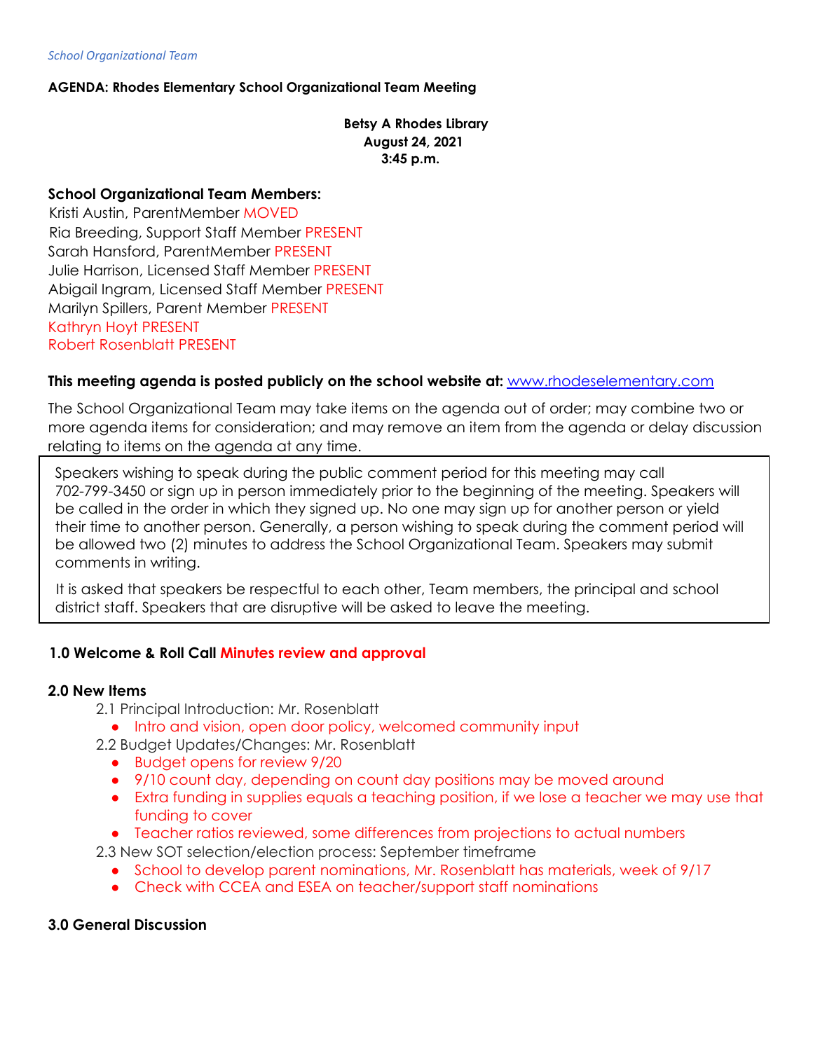*School Organizational Team*

**AGENDA: Rhodes Elementary School Organizational Team Meeting**

**Betsy A Rhodes Library**
**August 24, 2021**
**3:45 p.m.**

**School Organizational Team Members:**

Kristi Austin, ParentMember MOVED
Ria Breeding, Support Staff Member PRESENT
Sarah Hansford, ParentMember PRESENT
Julie Harrison, Licensed Staff Member PRESENT
Abigail Ingram, Licensed Staff Member PRESENT
Marilyn Spillers, Parent Member PRESENT
Kathryn Hoyt PRESENT
Robert Rosenblatt PRESENT

**This meeting agenda is posted publicly on the school website at:** www.rhodeselementary.com

The School Organizational Team may take items on the agenda out of order; may combine two or more agenda items for consideration; and may remove an item from the agenda or delay discussion relating to items on the agenda at any time.

Speakers wishing to speak during the public comment period for this meeting may call 702-799-3450 or sign up in person immediately prior to the beginning of the meeting. Speakers will be called in the order in which they signed up. No one may sign up for another person or yield their time to another person. Generally, a person wishing to speak during the comment period will be allowed two (2) minutes to address the School Organizational Team. Speakers may submit comments in writing.

It is asked that speakers be respectful to each other, Team members, the principal and school district staff. Speakers that are disruptive will be asked to leave the meeting.

**1.0 Welcome & Roll Call Minutes review and approval**

**2.0 New Items**

2.1 Principal Introduction: Mr. Rosenblatt
- Intro and vision, open door policy, welcomed community input

2.2 Budget Updates/Changes: Mr. Rosenblatt
- Budget opens for review 9/20
- 9/10 count day, depending on count day positions may be moved around
- Extra funding in supplies equals a teaching position, if we lose a teacher we may use that funding to cover
- Teacher ratios reviewed, some differences from projections to actual numbers

2.3 New SOT selection/election process: September timeframe
- School to develop parent nominations, Mr. Rosenblatt has materials, week of 9/17
- Check with CCEA and ESEA on teacher/support staff nominations

**3.0 General Discussion**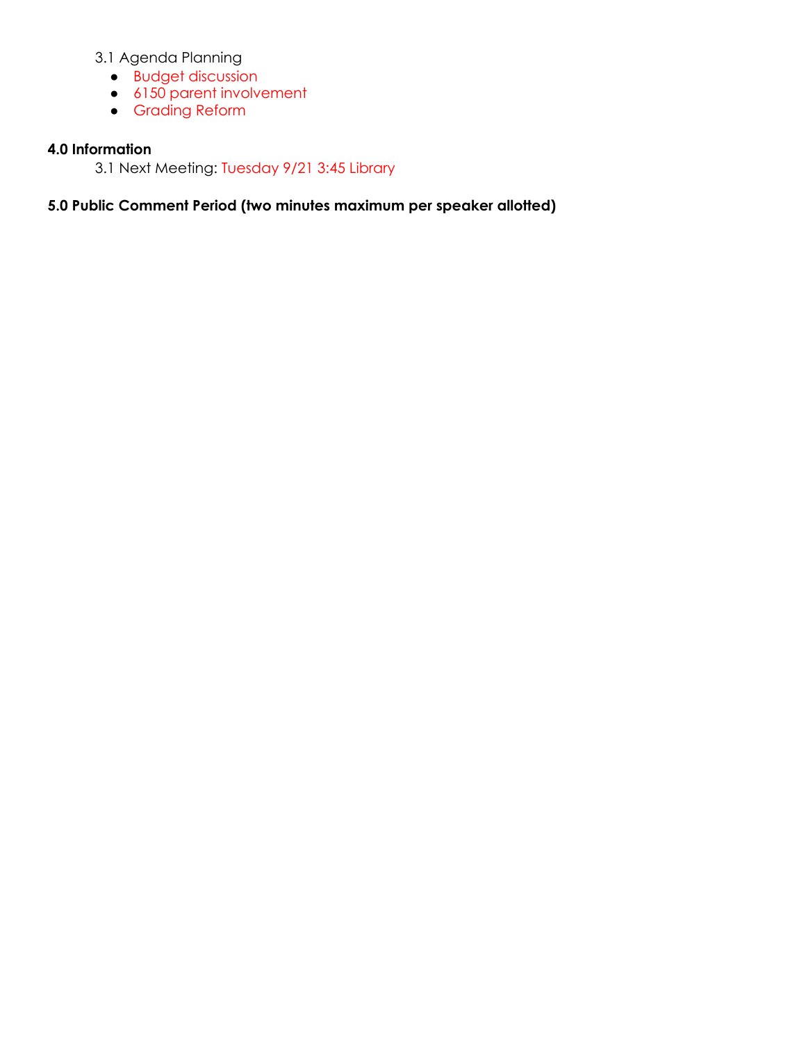3.1 Agenda Planning

- Budget discussion
- 6150 parent involvement
- Grading Reform

**4.0 Information**

3.1 Next Meeting: Tuesday 9/21 3:45 Library

**5.0 Public Comment Period (two minutes maximum per speaker allotted)**